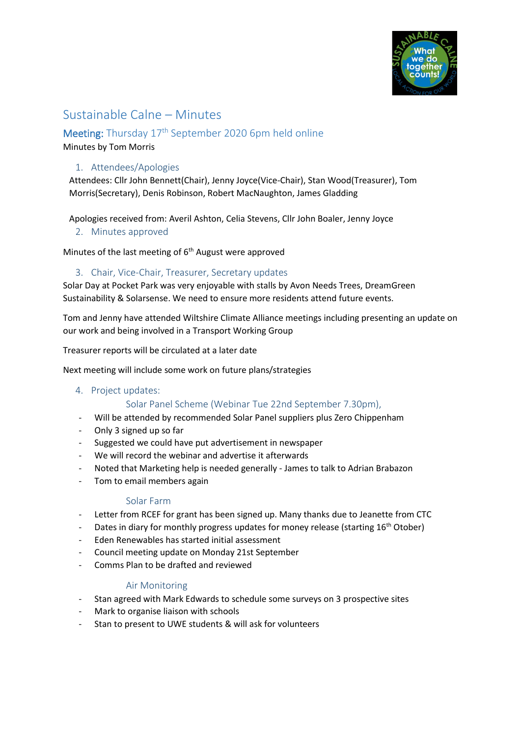# Sustainable Calne – Minutes

## Meeting: Thursday 17th September 2020 6pm held online

Minutes by Tom Morris

### 1. Attendees/Apologies

Attendees: Cllr John Bennett(Chair), Jenny Joyce(Vice-Chair), Stan Wood(Treasurer), Tom Morris(Secretary), Denis Robinson, Robert MacNaughton, James Gladding

Apologies received from: Averil Ashton, Celia Stevens, Cllr John Boaler, Jenny Joyce

### 2. Minutes approved

Minutes of the last meeting of 6th August were approved

### 3. Chair, Vice-Chair, Treasurer, Secretary updates

Solar Day at Pocket Park was very enjoyable with stalls by Avon Needs Trees, DreamGreen Sustainability & Solarsense. We need to ensure more residents attend future events.

Tom and Jenny have attended Wiltshire Climate Alliance meetings including presenting an update on our work and being involved in a Transport Working Group

Treasurer reports will be circulated at a later date

Next meeting will include some work on future plans/strategies

### 4. Project updates:

#### Solar Panel Scheme (Webinar Tue 22nd September 7.30pm),

- Will be attended by recommended Solar Panel suppliers plus Zero Chippenham
- Only 3 signed up so far
- Suggested we could have put advertisement in newspaper
- We will record the webinar and advertise it afterwards
- Noted that Marketing help is needed generally - James to talk to Adrian Brabazon
- Tom to email members again

#### Solar Farm

- Letter from RCEF for grant has been signed up. Many thanks due to Jeanette from CTC
- Dates in diary for monthly progress updates for money release (starting 16th Otober)
- Eden Renewables has started initial assessment
- Council meeting update on Monday 21st September
- Comms Plan to be drafted and reviewed

#### Air Monitoring

- Stan agreed with Mark Edwards to schedule some surveys on 3 prospective sites
- Mark to organise liaison with schools
- Stan to present to UWE students & will ask for volunteers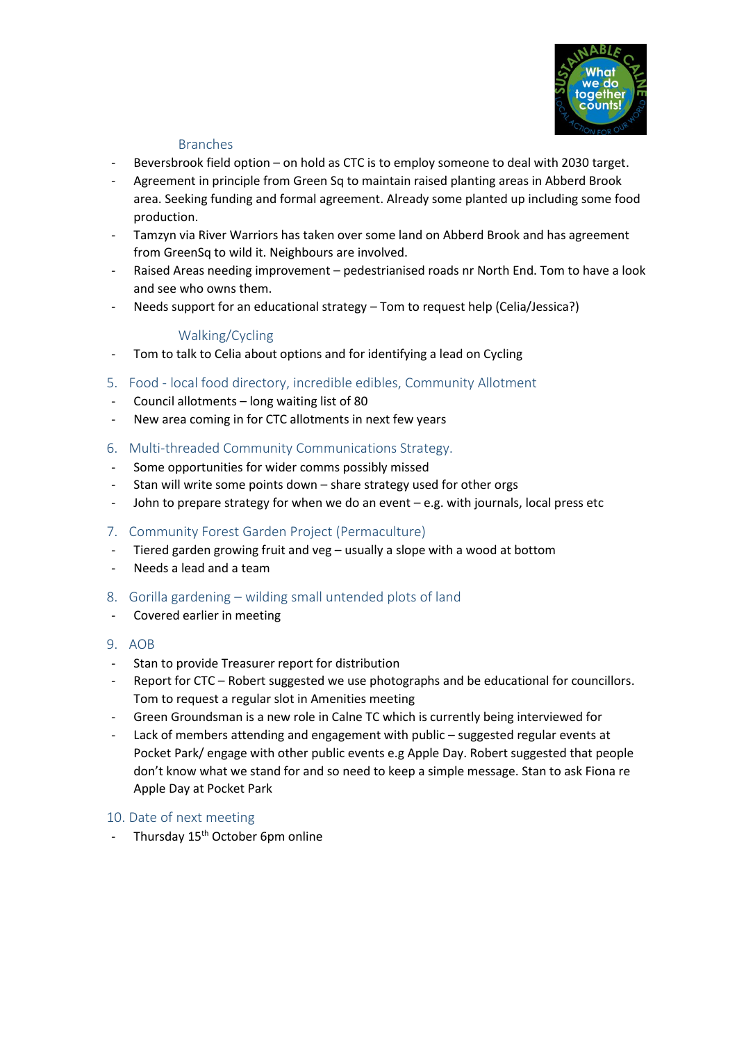### Branches

- Beversbrook field option – on hold as CTC is to employ someone to deal with 2030 target.
- Agreement in principle from Green Sq to maintain raised planting areas in Abberd Brook area. Seeking funding and formal agreement. Already some planted up including some food production.
- Tamzyn via River Warriors has taken over some land on Abberd Brook and has agreement from GreenSq to wild it. Neighbours are involved.
- Raised Areas needing improvement – pedestrianised roads nr North End. Tom to have a look and see who owns them.
- Needs support for an educational strategy – Tom to request help (Celia/Jessica?)

### Walking/Cycling

- Tom to talk to Celia about options and for identifying a lead on Cycling

## 5. Food - local food directory, incredible edibles, Community Allotment

- Council allotments – long waiting list of 80
- New area coming in for CTC allotments in next few years

## 6. Multi-threaded Community Communications Strategy.

- Some opportunities for wider comms possibly missed
- Stan will write some points down – share strategy used for other orgs
- John to prepare strategy for when we do an event – e.g. with journals, local press etc

## 7. Community Forest Garden Project (Permaculture)

- Tiered garden growing fruit and veg – usually a slope with a wood at bottom
- Needs a lead and a team

## 8. Gorilla gardening – wilding small untended plots of land

- Covered earlier in meeting

## 9. AOB

- Stan to provide Treasurer report for distribution
- Report for CTC – Robert suggested we use photographs and be educational for councillors. Tom to request a regular slot in Amenities meeting
- Green Groundsman is a new role in Calne TC which is currently being interviewed for
- Lack of members attending and engagement with public – suggested regular events at Pocket Park/ engage with other public events e.g Apple Day. Robert suggested that people don't know what we stand for and so need to keep a simple message. Stan to ask Fiona re Apple Day at Pocket Park

## 10. Date of next meeting

- Thursday 15th October 6pm online